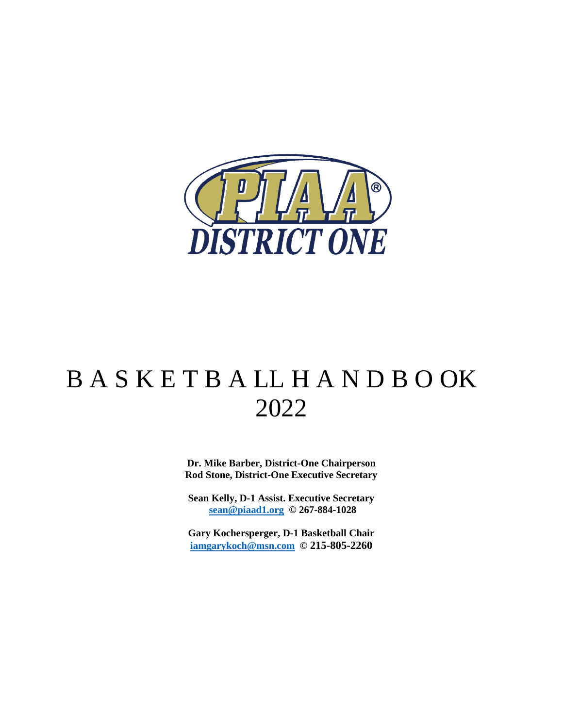PIAA®

DISTRICT ONE

# B A S K E T B A LL H A N D B O OK 2022

**Dr. Mike Barber, District-One Chairperson**
**Rod Stone, District-One Executive Secretary**

**Sean Kelly, D-1 Assist. Executive Secretary**
**sean@piaad1.org © 267-884-1028**

**Gary Kochersperger, D-1 Basketball Chair**
**iamgarykoch@msn.com © 215-805-2260**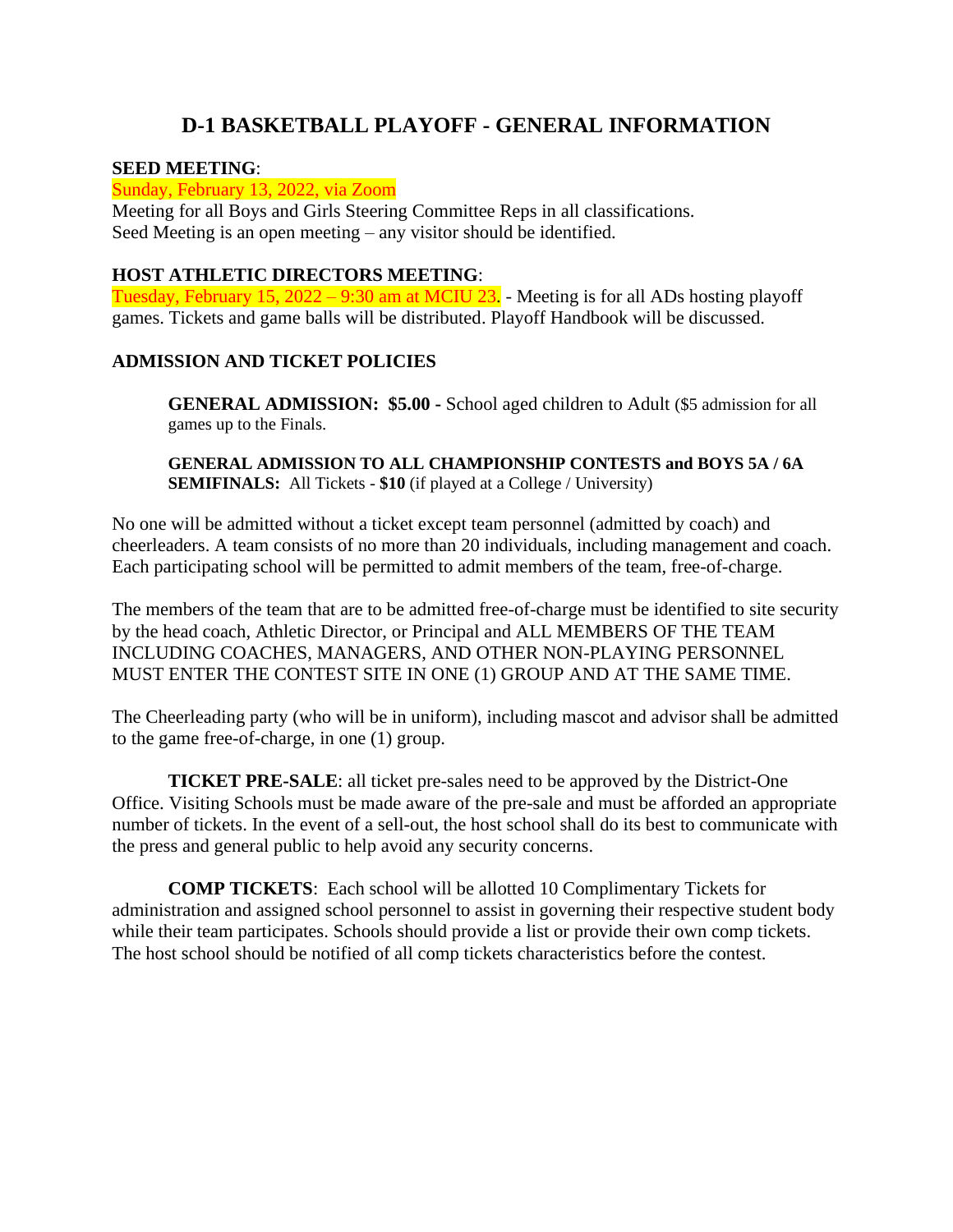# D-1 BASKETBALL PLAYOFF - GENERAL INFORMATION

**SEED MEETING**:

Sunday, February 13, 2022, via Zoom

Meeting for all Boys and Girls Steering Committee Reps in all classifications.
Seed Meeting is an open meeting – any visitor should be identified.

**HOST ATHLETIC DIRECTORS MEETING**:

Tuesday, February 15, 2022 – 9:30 am at MCIU 23. - Meeting is for all ADs hosting playoff games. Tickets and game balls will be distributed. Playoff Handbook will be discussed.

**ADMISSION AND TICKET POLICIES**

**GENERAL ADMISSION: $5.00 -** School aged children to Adult ($5 admission for all games up to the Finals.

**GENERAL ADMISSION TO ALL CHAMPIONSHIP CONTESTS and BOYS 5A / 6A SEMIFINALS:** All Tickets - **$10** (if played at a College / University)

No one will be admitted without a ticket except team personnel (admitted by coach) and cheerleaders. A team consists of no more than 20 individuals, including management and coach. Each participating school will be permitted to admit members of the team, free-of-charge.

The members of the team that are to be admitted free-of-charge must be identified to site security by the head coach, Athletic Director, or Principal and ALL MEMBERS OF THE TEAM INCLUDING COACHES, MANAGERS, AND OTHER NON-PLAYING PERSONNEL MUST ENTER THE CONTEST SITE IN ONE (1) GROUP AND AT THE SAME TIME.

The Cheerleading party (who will be in uniform), including mascot and advisor shall be admitted to the game free-of-charge, in one (1) group.

**TICKET PRE-SALE**: all ticket pre-sales need to be approved by the District-One Office. Visiting Schools must be made aware of the pre-sale and must be afforded an appropriate number of tickets. In the event of a sell-out, the host school shall do its best to communicate with the press and general public to help avoid any security concerns.

**COMP TICKETS**: Each school will be allotted 10 Complimentary Tickets for administration and assigned school personnel to assist in governing their respective student body while their team participates. Schools should provide a list or provide their own comp tickets. The host school should be notified of all comp tickets characteristics before the contest.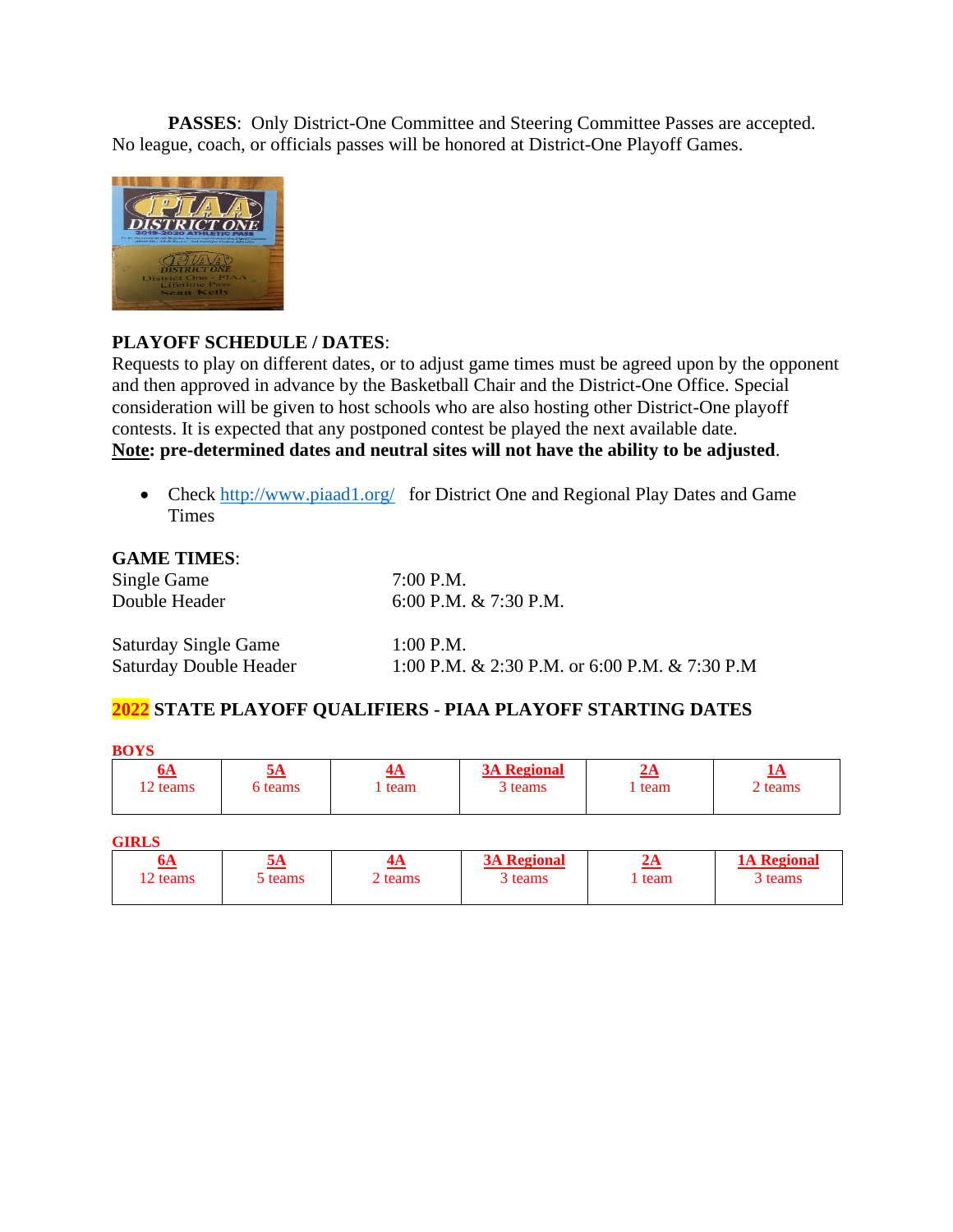**PASSES**: Only District-One Committee and Steering Committee Passes are accepted. No league, coach, or officials passes will be honored at District-One Playoff Games.

**PLAYOFF SCHEDULE / DATES**:

Requests to play on different dates, or to adjust game times must be agreed upon by the opponent and then approved in advance by the Basketball Chair and the District-One Office. Special consideration will be given to host schools who are also hosting other District-One playoff contests. It is expected that any postponed contest be played the next available date.

**Note: pre-determined dates and neutral sites will not have the ability to be adjusted**.

- Check http://www.piaad1.org/ for District One and Regional Play Dates and Game Times

**GAME TIMES**:

| | |
|---|---|
| Single Game | 7:00 P.M. |
| Double Header | 6:00 P.M. & 7:30 P.M. |
| Saturday Single Game | 1:00 P.M. |
| Saturday Double Header | 1:00 P.M. & 2:30 P.M. or 6:00 P.M. & 7:30 P.M |

**2022 STATE PLAYOFF QUALIFIERS - PIAA PLAYOFF STARTING DATES**

**BOYS**

| 6A | 5A | 4A | 3A Regional | 2A | 1A |
|---|---|---|---|---|---|
| 12 teams | 6 teams | 1 team | 3 teams | 1 team | 2 teams |

**GIRLS**

| 6A | 5A | 4A | 3A Regional | 2A | 1A Regional |
|---|---|---|---|---|---|
| 12 teams | 5 teams | 2 teams | 3 teams | 1 team | 3 teams |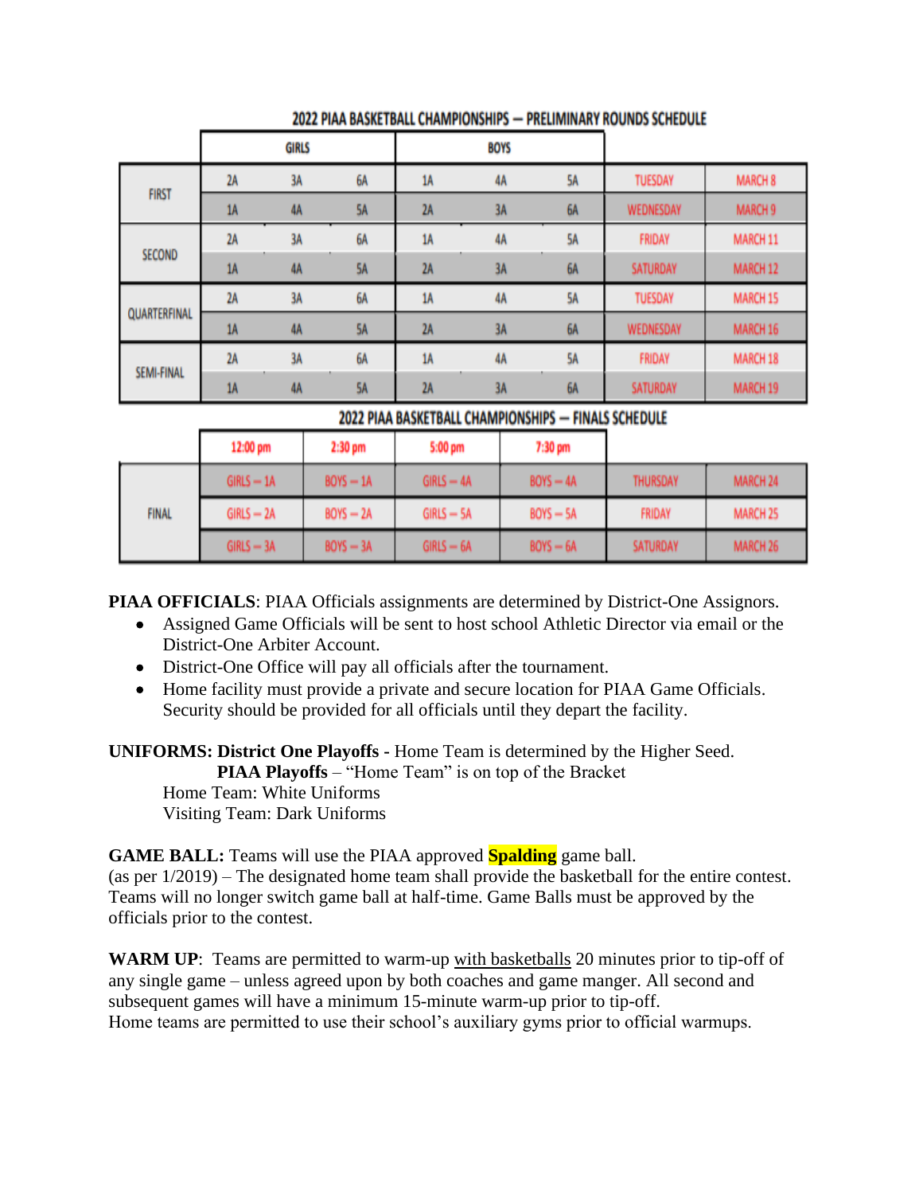## 2022 PIAA BASKETBALL CHAMPIONSHIPS – PRELIMINARY ROUNDS SCHEDULE

| | GIRLS | | | BOYS | | | | |
|---|---|---|---|---|---|---|---|---|
| FIRST | 2A | 3A | 6A | 1A | 4A | 5A | TUESDAY | MARCH 8 |
| | 1A | 4A | 5A | 2A | 3A | 6A | WEDNESDAY | MARCH 9 |
| SECOND | 2A | 3A | 6A | 1A | 4A | 5A | FRIDAY | MARCH 11 |
| | 1A | 4A | 5A | 2A | 3A | 6A | SATURDAY | MARCH 12 |
| QUARTERFINAL | 2A | 3A | 6A | 1A | 4A | 5A | TUESDAY | MARCH 15 |
| | 1A | 4A | 5A | 2A | 3A | 6A | WEDNESDAY | MARCH 16 |
| SEMI-FINAL | 2A | 3A | 6A | 1A | 4A | 5A | FRIDAY | MARCH 18 |
| | 1A | 4A | 5A | 2A | 3A | 6A | SATURDAY | MARCH 19 |

## 2022 PIAA BASKETBALL CHAMPIONSHIPS – FINALS SCHEDULE

| | 12:00 pm | 2:30 pm | 5:00 pm | 7:30 pm | | |
|---|---|---|---|---|---|---|
| FINAL | GIRLS – 1A | BOYS – 1A | GIRLS – 4A | BOYS – 4A | THURSDAY | MARCH 24 |
| | GIRLS – 2A | BOYS – 2A | GIRLS – 5A | BOYS – 5A | FRIDAY | MARCH 25 |
| | GIRLS – 3A | BOYS – 3A | GIRLS – 6A | BOYS – 6A | SATURDAY | MARCH 26 |

**PIAA OFFICIALS**: PIAA Officials assignments are determined by District-One Assignors.

- Assigned Game Officials will be sent to host school Athletic Director via email or the District-One Arbiter Account.
- District-One Office will pay all officials after the tournament.
- Home facility must provide a private and secure location for PIAA Game Officials. Security should be provided for all officials until they depart the facility.

**UNIFORMS: District One Playoffs** - Home Team is determined by the Higher Seed.
**PIAA Playoffs** – "Home Team" is on top of the Bracket
Home Team: White Uniforms
Visiting Team: Dark Uniforms

**GAME BALL:** Teams will use the PIAA approved **Spalding** game ball.
(as per 1/2019) – The designated home team shall provide the basketball for the entire contest. Teams will no longer switch game ball at half-time. Game Balls must be approved by the officials prior to the contest.

**WARM UP**: Teams are permitted to warm-up with basketballs 20 minutes prior to tip-off of any single game – unless agreed upon by both coaches and game manger. All second and subsequent games will have a minimum 15-minute warm-up prior to tip-off.
Home teams are permitted to use their school's auxiliary gyms prior to official warmups.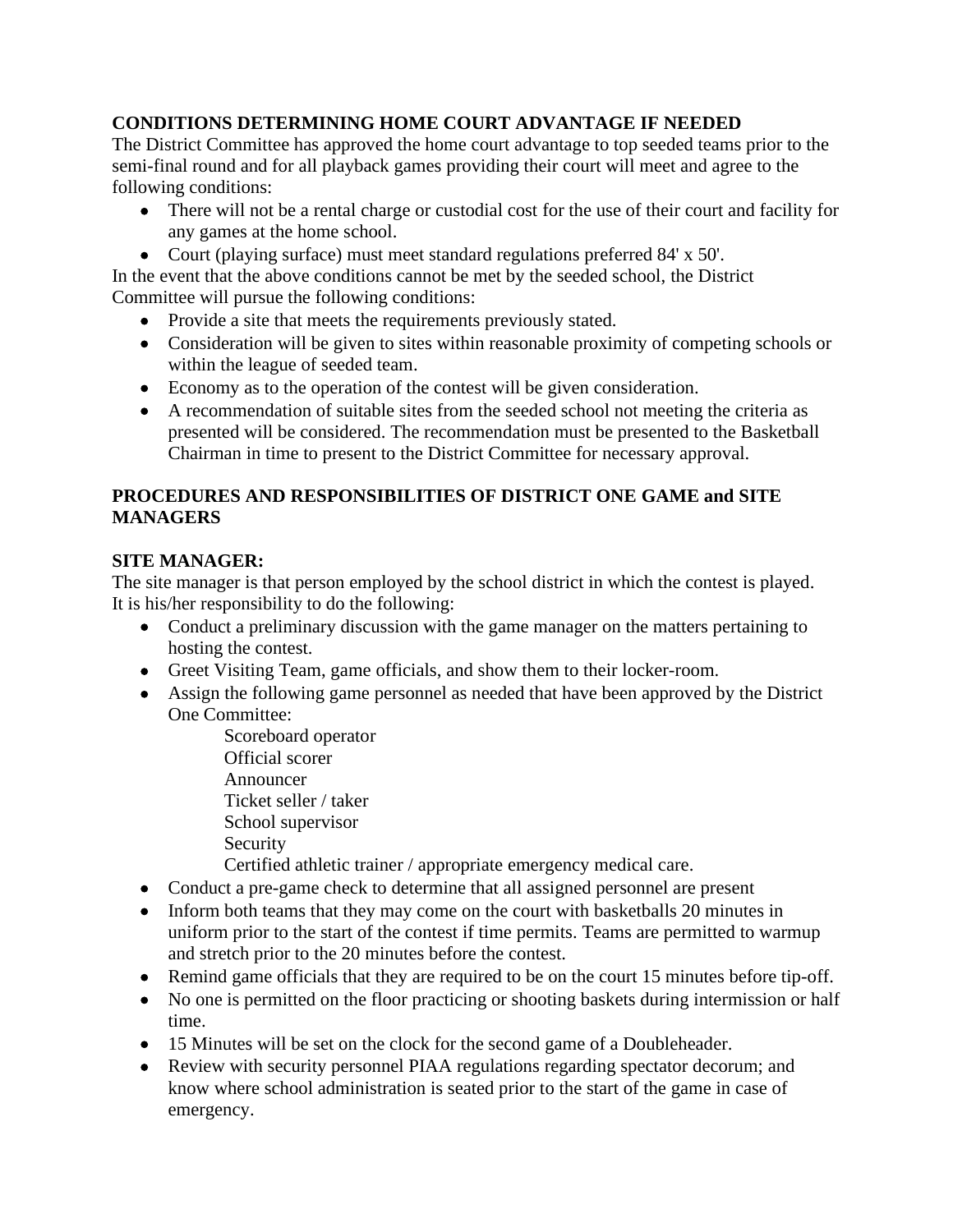**CONDITIONS DETERMINING HOME COURT ADVANTAGE IF NEEDED**

The District Committee has approved the home court advantage to top seeded teams prior to the semi-final round and for all playback games providing their court will meet and agree to the following conditions:

- There will not be a rental charge or custodial cost for the use of their court and facility for any games at the home school.
- Court (playing surface) must meet standard regulations preferred 84' x 50'.

In the event that the above conditions cannot be met by the seeded school, the District Committee will pursue the following conditions:

- Provide a site that meets the requirements previously stated.
- Consideration will be given to sites within reasonable proximity of competing schools or within the league of seeded team.
- Economy as to the operation of the contest will be given consideration.
- A recommendation of suitable sites from the seeded school not meeting the criteria as presented will be considered. The recommendation must be presented to the Basketball Chairman in time to present to the District Committee for necessary approval.

**PROCEDURES AND RESPONSIBILITIES OF DISTRICT ONE GAME and SITE MANAGERS**

**SITE MANAGER:**

The site manager is that person employed by the school district in which the contest is played. It is his/her responsibility to do the following:

- Conduct a preliminary discussion with the game manager on the matters pertaining to hosting the contest.
- Greet Visiting Team, game officials, and show them to their locker-room.
- Assign the following game personnel as needed that have been approved by the District One Committee:
  - Scoreboard operator
  - Official scorer
  - Announcer
  - Ticket seller / taker
  - School supervisor
  - Security
  - Certified athletic trainer / appropriate emergency medical care.
- Conduct a pre-game check to determine that all assigned personnel are present
- Inform both teams that they may come on the court with basketballs 20 minutes in uniform prior to the start of the contest if time permits. Teams are permitted to warmup and stretch prior to the 20 minutes before the contest.
- Remind game officials that they are required to be on the court 15 minutes before tip-off.
- No one is permitted on the floor practicing or shooting baskets during intermission or half time.
- 15 Minutes will be set on the clock for the second game of a Doubleheader.
- Review with security personnel PIAA regulations regarding spectator decorum; and know where school administration is seated prior to the start of the game in case of emergency.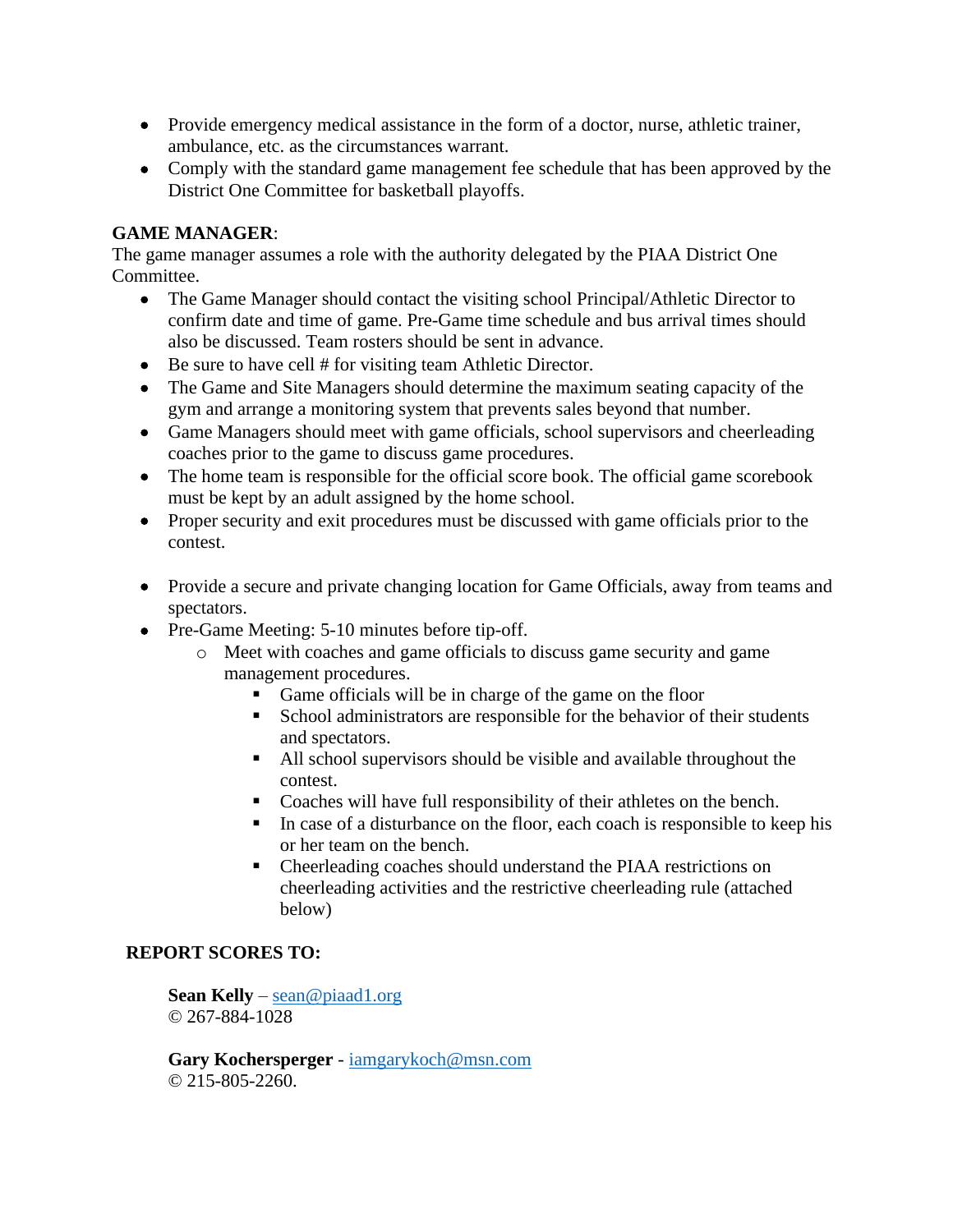- Provide emergency medical assistance in the form of a doctor, nurse, athletic trainer, ambulance, etc. as the circumstances warrant.
- Comply with the standard game management fee schedule that has been approved by the District One Committee for basketball playoffs.

**GAME MANAGER**:
The game manager assumes a role with the authority delegated by the PIAA District One Committee.

- The Game Manager should contact the visiting school Principal/Athletic Director to confirm date and time of game. Pre-Game time schedule and bus arrival times should also be discussed. Team rosters should be sent in advance.
- Be sure to have cell # for visiting team Athletic Director.
- The Game and Site Managers should determine the maximum seating capacity of the gym and arrange a monitoring system that prevents sales beyond that number.
- Game Managers should meet with game officials, school supervisors and cheerleading coaches prior to the game to discuss game procedures.
- The home team is responsible for the official score book. The official game scorebook must be kept by an adult assigned by the home school.
- Proper security and exit procedures must be discussed with game officials prior to the contest.

- Provide a secure and private changing location for Game Officials, away from teams and spectators.
- Pre-Game Meeting: 5-10 minutes before tip-off.
  - Meet with coaches and game officials to discuss game security and game management procedures.
    - Game officials will be in charge of the game on the floor
    - School administrators are responsible for the behavior of their students and spectators.
    - All school supervisors should be visible and available throughout the contest.
    - Coaches will have full responsibility of their athletes on the bench.
    - In case of a disturbance on the floor, each coach is responsible to keep his or her team on the bench.
    - Cheerleading coaches should understand the PIAA restrictions on cheerleading activities and the restrictive cheerleading rule (attached below)

**REPORT SCORES TO:**

**Sean Kelly** – sean@piaad1.org
© 267-884-1028

**Gary Kochersperger** - iamgarykoch@msn.com
© 215-805-2260.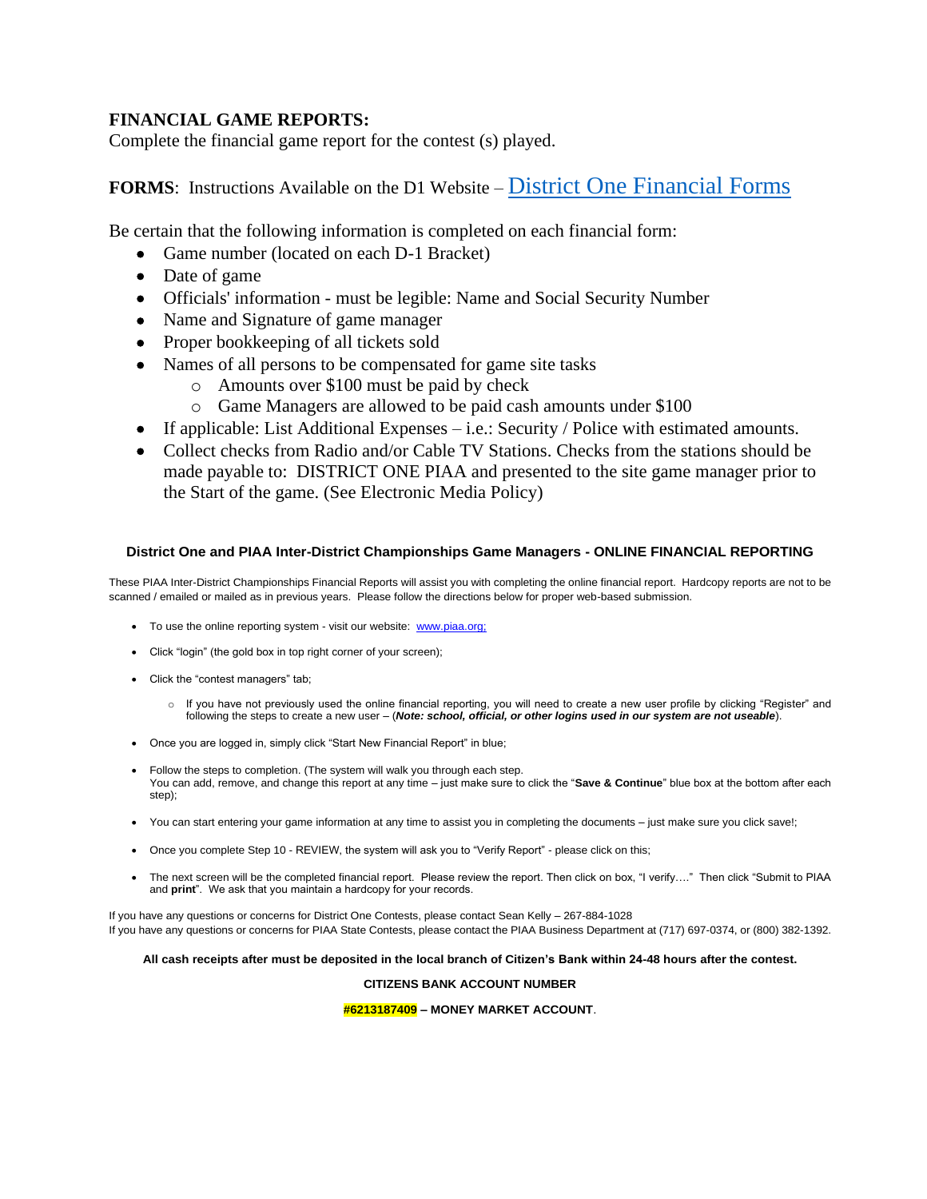## FINANCIAL GAME REPORTS:

Complete the financial game report for the contest (s) played.

**FORMS**: Instructions Available on the D1 Website – [District One Financial Forms]()

Be certain that the following information is completed on each financial form:

- Game number (located on each D-1 Bracket)
- Date of game
- Officials' information - must be legible: Name and Social Security Number
- Name and Signature of game manager
- Proper bookkeeping of all tickets sold
- Names of all persons to be compensated for game site tasks
  - Amounts over $100 must be paid by check
  - Game Managers are allowed to be paid cash amounts under $100
- If applicable: List Additional Expenses – i.e.: Security / Police with estimated amounts.
- Collect checks from Radio and/or Cable TV Stations. Checks from the stations should be made payable to: DISTRICT ONE PIAA and presented to the site game manager prior to the Start of the game. (See Electronic Media Policy)

### District One and PIAA Inter-District Championships Game Managers - ONLINE FINANCIAL REPORTING

These PIAA Inter-District Championships Financial Reports will assist you with completing the online financial report. Hardcopy reports are not to be scanned / emailed or mailed as in previous years. Please follow the directions below for proper web-based submission.

- To use the online reporting system - visit our website: [www.piaa.org;](www.piaa.org)
- Click "login" (the gold box in top right corner of your screen);
- Click the "contest managers" tab;
  - If you have not previously used the online financial reporting, you will need to create a new user profile by clicking "Register" and following the steps to create a new user – (***Note: school, official, or other logins used in our system are not useable***).
- Once you are logged in, simply click "Start New Financial Report" in blue;
- Follow the steps to completion. (The system will walk you through each step.
  You can add, remove, and change this report at any time – just make sure to click the "**Save & Continue**" blue box at the bottom after each step);
- You can start entering your game information at any time to assist you in completing the documents – just make sure you click save!;
- Once you complete Step 10 - REVIEW, the system will ask you to "Verify Report" - please click on this;
- The next screen will be the completed financial report. Please review the report. Then click on box, "I verify…." Then click "Submit to PIAA and **print**". We ask that you maintain a hardcopy for your records.

If you have any questions or concerns for District One Contests, please contact Sean Kelly – 267-884-1028
If you have any questions or concerns for PIAA State Contests, please contact the PIAA Business Department at (717) 697-0374, or (800) 382-1392.

**All cash receipts after must be deposited in the local branch of Citizen's Bank within 24-48 hours after the contest.**

**CITIZENS BANK ACCOUNT NUMBER**

**#6213187409 – MONEY MARKET ACCOUNT**.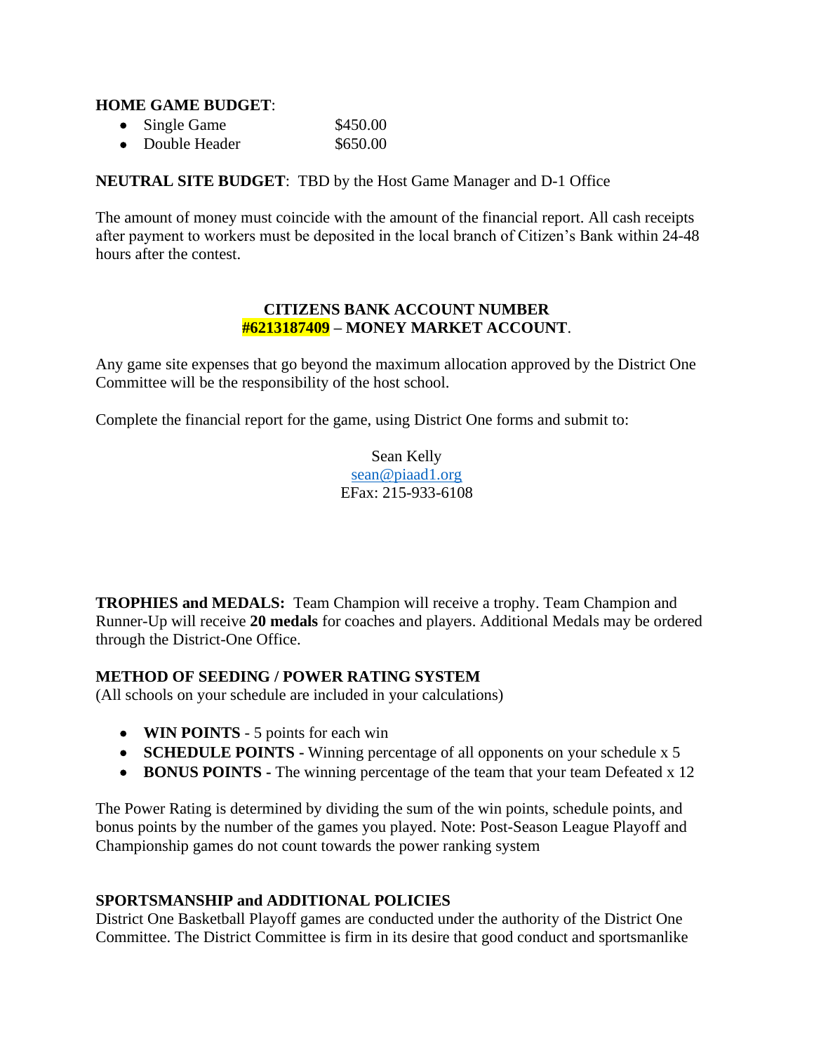**HOME GAME BUDGET**:

- Single Game $450.00
- Double Header $650.00

**NEUTRAL SITE BUDGET**: TBD by the Host Game Manager and D-1 Office

The amount of money must coincide with the amount of the financial report. All cash receipts after payment to workers must be deposited in the local branch of Citizen's Bank within 24-48 hours after the contest.

**CITIZENS BANK ACCOUNT NUMBER**
**#6213187409 – MONEY MARKET ACCOUNT**.

Any game site expenses that go beyond the maximum allocation approved by the District One Committee will be the responsibility of the host school.

Complete the financial report for the game, using District One forms and submit to:

Sean Kelly
sean@piaad1.org
EFax: 215-933-6108

**TROPHIES and MEDALS:** Team Champion will receive a trophy. Team Champion and Runner-Up will receive **20 medals** for coaches and players. Additional Medals may be ordered through the District-One Office.

**METHOD OF SEEDING / POWER RATING SYSTEM**
(All schools on your schedule are included in your calculations)

- **WIN POINTS** - 5 points for each win
- **SCHEDULE POINTS -** Winning percentage of all opponents on your schedule x 5
- **BONUS POINTS -** The winning percentage of the team that your team Defeated x 12

The Power Rating is determined by dividing the sum of the win points, schedule points, and bonus points by the number of the games you played. Note: Post-Season League Playoff and Championship games do not count towards the power ranking system

**SPORTSMANSHIP and ADDITIONAL POLICIES**
District One Basketball Playoff games are conducted under the authority of the District One Committee. The District Committee is firm in its desire that good conduct and sportsmanlike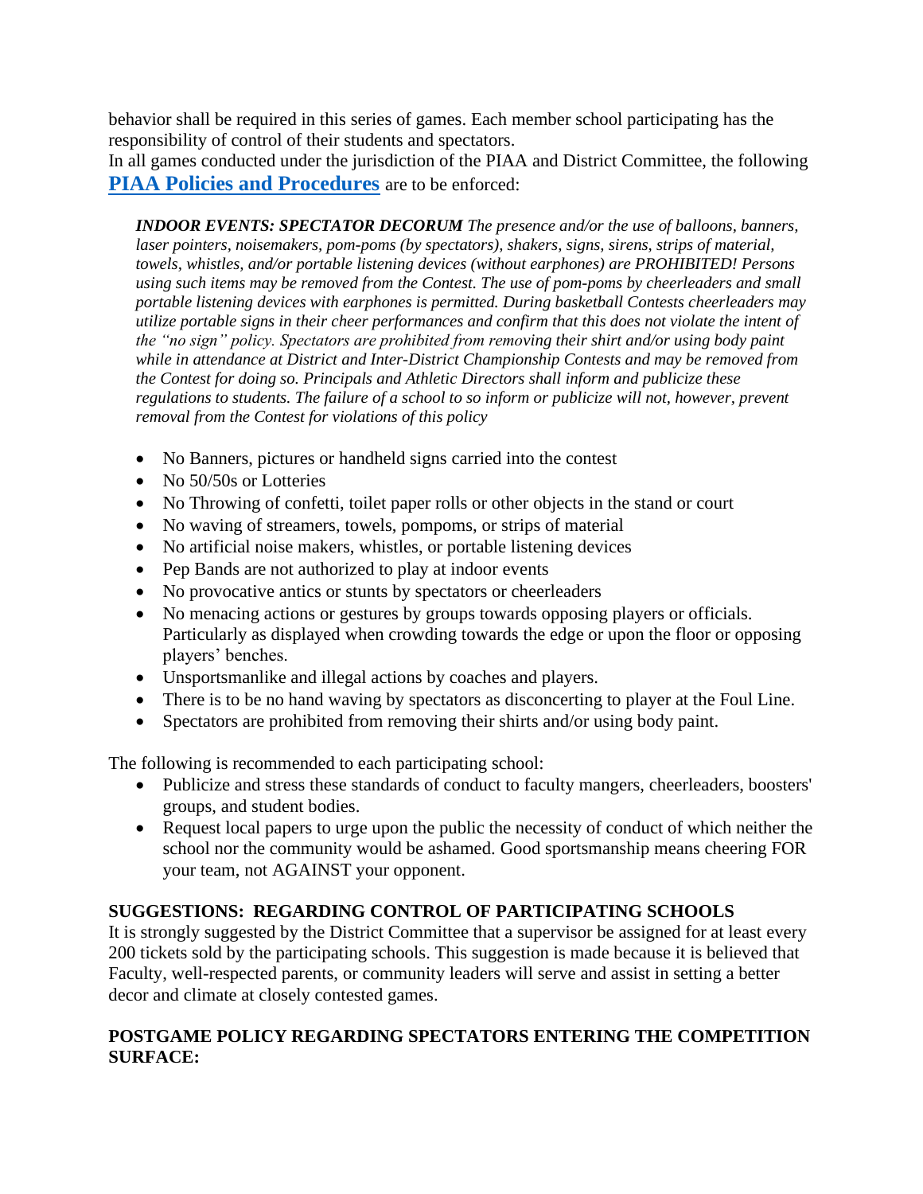behavior shall be required in this series of games. Each member school participating has the responsibility of control of their students and spectators.

In all games conducted under the jurisdiction of the PIAA and District Committee, the following **PIAA Policies and Procedures** are to be enforced:

> ***INDOOR EVENTS: SPECTATOR DECORUM*** *The presence and/or the use of balloons, banners, laser pointers, noisemakers, pom-poms (by spectators), shakers, signs, sirens, strips of material, towels, whistles, and/or portable listening devices (without earphones) are PROHIBITED! Persons using such items may be removed from the Contest. The use of pom-poms by cheerleaders and small portable listening devices with earphones is permitted. During basketball Contests cheerleaders may utilize portable signs in their cheer performances and confirm that this does not violate the intent of the "no sign" policy. Spectators are prohibited from removing their shirt and/or using body paint while in attendance at District and Inter-District Championship Contests and may be removed from the Contest for doing so. Principals and Athletic Directors shall inform and publicize these regulations to students. The failure of a school to so inform or publicize will not, however, prevent removal from the Contest for violations of this policy*

- No Banners, pictures or handheld signs carried into the contest
- No 50/50s or Lotteries
- No Throwing of confetti, toilet paper rolls or other objects in the stand or court
- No waving of streamers, towels, pompoms, or strips of material
- No artificial noise makers, whistles, or portable listening devices
- Pep Bands are not authorized to play at indoor events
- No provocative antics or stunts by spectators or cheerleaders
- No menacing actions or gestures by groups towards opposing players or officials. Particularly as displayed when crowding towards the edge or upon the floor or opposing players' benches.
- Unsportsmanlike and illegal actions by coaches and players.
- There is to be no hand waving by spectators as disconcerting to player at the Foul Line.
- Spectators are prohibited from removing their shirts and/or using body paint.

The following is recommended to each participating school:

- Publicize and stress these standards of conduct to faculty mangers, cheerleaders, boosters' groups, and student bodies.
- Request local papers to urge upon the public the necessity of conduct of which neither the school nor the community would be ashamed. Good sportsmanship means cheering FOR your team, not AGAINST your opponent.

**SUGGESTIONS: REGARDING CONTROL OF PARTICIPATING SCHOOLS**

It is strongly suggested by the District Committee that a supervisor be assigned for at least every 200 tickets sold by the participating schools. This suggestion is made because it is believed that Faculty, well-respected parents, or community leaders will serve and assist in setting a better decor and climate at closely contested games.

**POSTGAME POLICY REGARDING SPECTATORS ENTERING THE COMPETITION SURFACE:**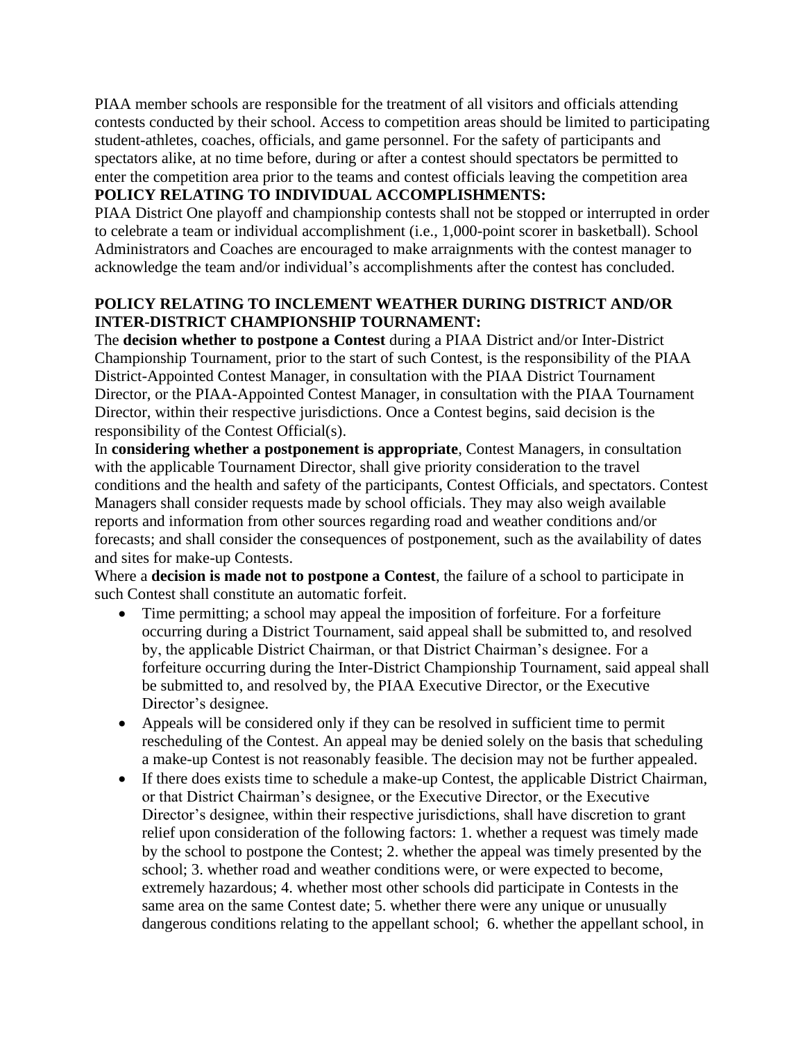PIAA member schools are responsible for the treatment of all visitors and officials attending contests conducted by their school. Access to competition areas should be limited to participating student-athletes, coaches, officials, and game personnel. For the safety of participants and spectators alike, at no time before, during or after a contest should spectators be permitted to enter the competition area prior to the teams and contest officials leaving the competition area

**POLICY RELATING TO INDIVIDUAL ACCOMPLISHMENTS:**

PIAA District One playoff and championship contests shall not be stopped or interrupted in order to celebrate a team or individual accomplishment (i.e., 1,000-point scorer in basketball). School Administrators and Coaches are encouraged to make arraignments with the contest manager to acknowledge the team and/or individual's accomplishments after the contest has concluded.

**POLICY RELATING TO INCLEMENT WEATHER DURING DISTRICT AND/OR INTER-DISTRICT CHAMPIONSHIP TOURNAMENT:**

The **decision whether to postpone a Contest** during a PIAA District and/or Inter-District Championship Tournament, prior to the start of such Contest, is the responsibility of the PIAA District-Appointed Contest Manager, in consultation with the PIAA District Tournament Director, or the PIAA-Appointed Contest Manager, in consultation with the PIAA Tournament Director, within their respective jurisdictions. Once a Contest begins, said decision is the responsibility of the Contest Official(s).

In **considering whether a postponement is appropriate**, Contest Managers, in consultation with the applicable Tournament Director, shall give priority consideration to the travel conditions and the health and safety of the participants, Contest Officials, and spectators. Contest Managers shall consider requests made by school officials. They may also weigh available reports and information from other sources regarding road and weather conditions and/or forecasts; and shall consider the consequences of postponement, such as the availability of dates and sites for make-up Contests.

Where a **decision is made not to postpone a Contest**, the failure of a school to participate in such Contest shall constitute an automatic forfeit.

- Time permitting; a school may appeal the imposition of forfeiture. For a forfeiture occurring during a District Tournament, said appeal shall be submitted to, and resolved by, the applicable District Chairman, or that District Chairman's designee. For a forfeiture occurring during the Inter-District Championship Tournament, said appeal shall be submitted to, and resolved by, the PIAA Executive Director, or the Executive Director's designee.
- Appeals will be considered only if they can be resolved in sufficient time to permit rescheduling of the Contest. An appeal may be denied solely on the basis that scheduling a make-up Contest is not reasonably feasible. The decision may not be further appealed.
- If there does exists time to schedule a make-up Contest, the applicable District Chairman, or that District Chairman's designee, or the Executive Director, or the Executive Director's designee, within their respective jurisdictions, shall have discretion to grant relief upon consideration of the following factors: 1. whether a request was timely made by the school to postpone the Contest; 2. whether the appeal was timely presented by the school; 3. whether road and weather conditions were, or were expected to become, extremely hazardous; 4. whether most other schools did participate in Contests in the same area on the same Contest date; 5. whether there were any unique or unusually dangerous conditions relating to the appellant school; 6. whether the appellant school, in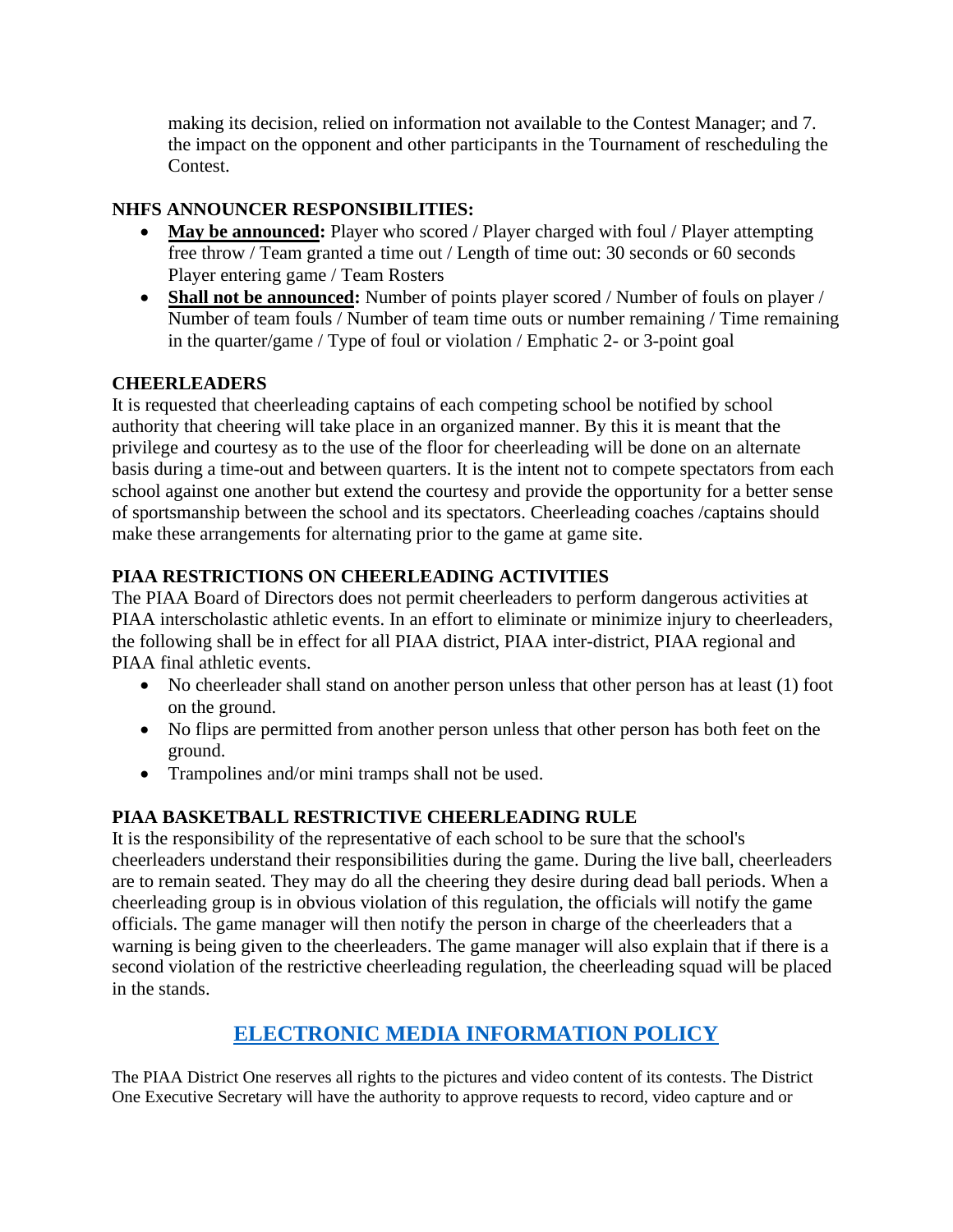making its decision, relied on information not available to the Contest Manager; and 7. the impact on the opponent and other participants in the Tournament of rescheduling the Contest.

**NHFS ANNOUNCER RESPONSIBILITIES:**

- **May be announced:** Player who scored / Player charged with foul / Player attempting free throw / Team granted a time out / Length of time out: 30 seconds or 60 seconds Player entering game / Team Rosters
- **Shall not be announced:** Number of points player scored / Number of fouls on player / Number of team fouls / Number of team time outs or number remaining / Time remaining in the quarter/game / Type of foul or violation / Emphatic 2- or 3-point goal

**CHEERLEADERS**

It is requested that cheerleading captains of each competing school be notified by school authority that cheering will take place in an organized manner. By this it is meant that the privilege and courtesy as to the use of the floor for cheerleading will be done on an alternate basis during a time-out and between quarters. It is the intent not to compete spectators from each school against one another but extend the courtesy and provide the opportunity for a better sense of sportsmanship between the school and its spectators. Cheerleading coaches /captains should make these arrangements for alternating prior to the game at game site.

**PIAA RESTRICTIONS ON CHEERLEADING ACTIVITIES**

The PIAA Board of Directors does not permit cheerleaders to perform dangerous activities at PIAA interscholastic athletic events. In an effort to eliminate or minimize injury to cheerleaders, the following shall be in effect for all PIAA district, PIAA inter-district, PIAA regional and PIAA final athletic events.

- No cheerleader shall stand on another person unless that other person has at least (1) foot on the ground.
- No flips are permitted from another person unless that other person has both feet on the ground.
- Trampolines and/or mini tramps shall not be used.

**PIAA BASKETBALL RESTRICTIVE CHEERLEADING RULE**

It is the responsibility of the representative of each school to be sure that the school's cheerleaders understand their responsibilities during the game. During the live ball, cheerleaders are to remain seated. They may do all the cheering they desire during dead ball periods. When a cheerleading group is in obvious violation of this regulation, the officials will notify the game officials. The game manager will then notify the person in charge of the cheerleaders that a warning is being given to the cheerleaders. The game manager will also explain that if there is a second violation of the restrictive cheerleading regulation, the cheerleading squad will be placed in the stands.

## ELECTRONIC MEDIA INFORMATION POLICY

The PIAA District One reserves all rights to the pictures and video content of its contests. The District One Executive Secretary will have the authority to approve requests to record, video capture and or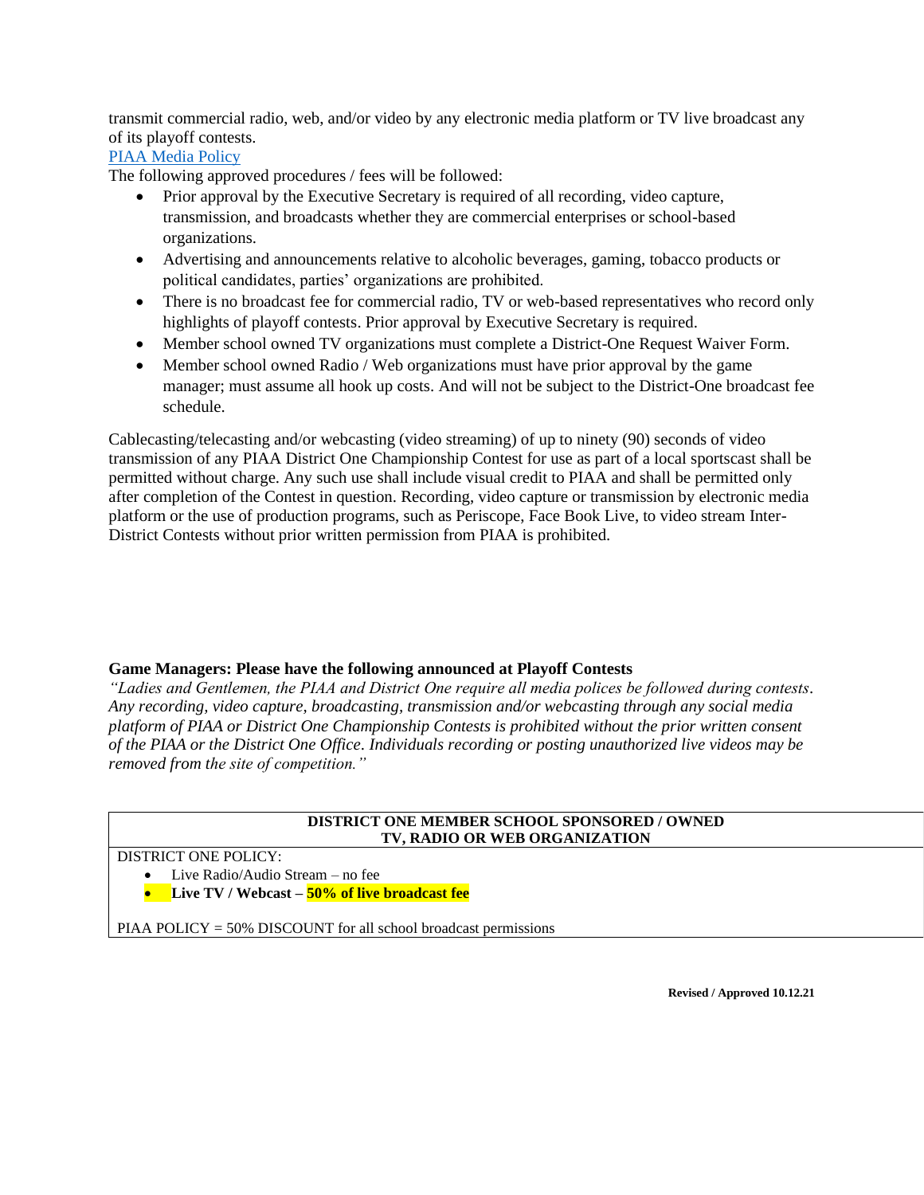transmit commercial radio, web, and/or video by any electronic media platform or TV live broadcast any of its playoff contests.

[PIAA Media Policy](#)

The following approved procedures / fees will be followed:

- Prior approval by the Executive Secretary is required of all recording, video capture, transmission, and broadcasts whether they are commercial enterprises or school-based organizations.
- Advertising and announcements relative to alcoholic beverages, gaming, tobacco products or political candidates, parties' organizations are prohibited.
- There is no broadcast fee for commercial radio, TV or web-based representatives who record only highlights of playoff contests. Prior approval by Executive Secretary is required.
- Member school owned TV organizations must complete a District-One Request Waiver Form.
- Member school owned Radio / Web organizations must have prior approval by the game manager; must assume all hook up costs. And will not be subject to the District-One broadcast fee schedule.

Cablecasting/telecasting and/or webcasting (video streaming) of up to ninety (90) seconds of video transmission of any PIAA District One Championship Contest for use as part of a local sportscast shall be permitted without charge. Any such use shall include visual credit to PIAA and shall be permitted only after completion of the Contest in question. Recording, video capture or transmission by electronic media platform or the use of production programs, such as Periscope, Face Book Live, to video stream Inter-District Contests without prior written permission from PIAA is prohibited.

**Game Managers: Please have the following announced at Playoff Contests**

*"Ladies and Gentlemen, the PIAA and District One require all media polices be followed during contests. Any recording, video capture, broadcasting, transmission and/or webcasting through any social media platform of PIAA or District One Championship Contests is prohibited without the prior written consent of the PIAA or the District One Office. Individuals recording or posting unauthorized live videos may be removed from the site of competition."*

| **DISTRICT ONE MEMBER SCHOOL SPONSORED / OWNED TV, RADIO OR WEB ORGANIZATION** |
|---|
| DISTRICT ONE POLICY:<br>• Live Radio/Audio Stream – no fee<br>• **Live TV / Webcast – 50% of live broadcast fee**<br><br>PIAA POLICY = 50% DISCOUNT for all school broadcast permissions |

**Revised / Approved 10.12.21**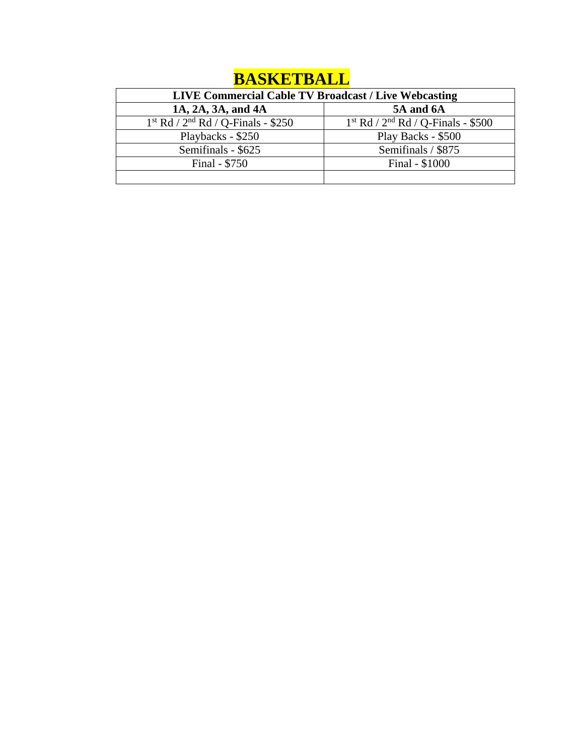# BASKETBALL

| LIVE Commercial Cable TV Broadcast / Live Webcasting | |
|---|---|
| **1A, 2A, 3A, and 4A** | **5A and 6A** |
| 1st Rd / 2nd Rd / Q-Finals - $250 | 1st Rd / 2nd Rd / Q-Finals - $500 |
| Playbacks - $250 | Play Backs - $500 |
| Semifinals - $625 | Semifinals / $875 |
| Final - $750 | Final - $1000 |
| | |